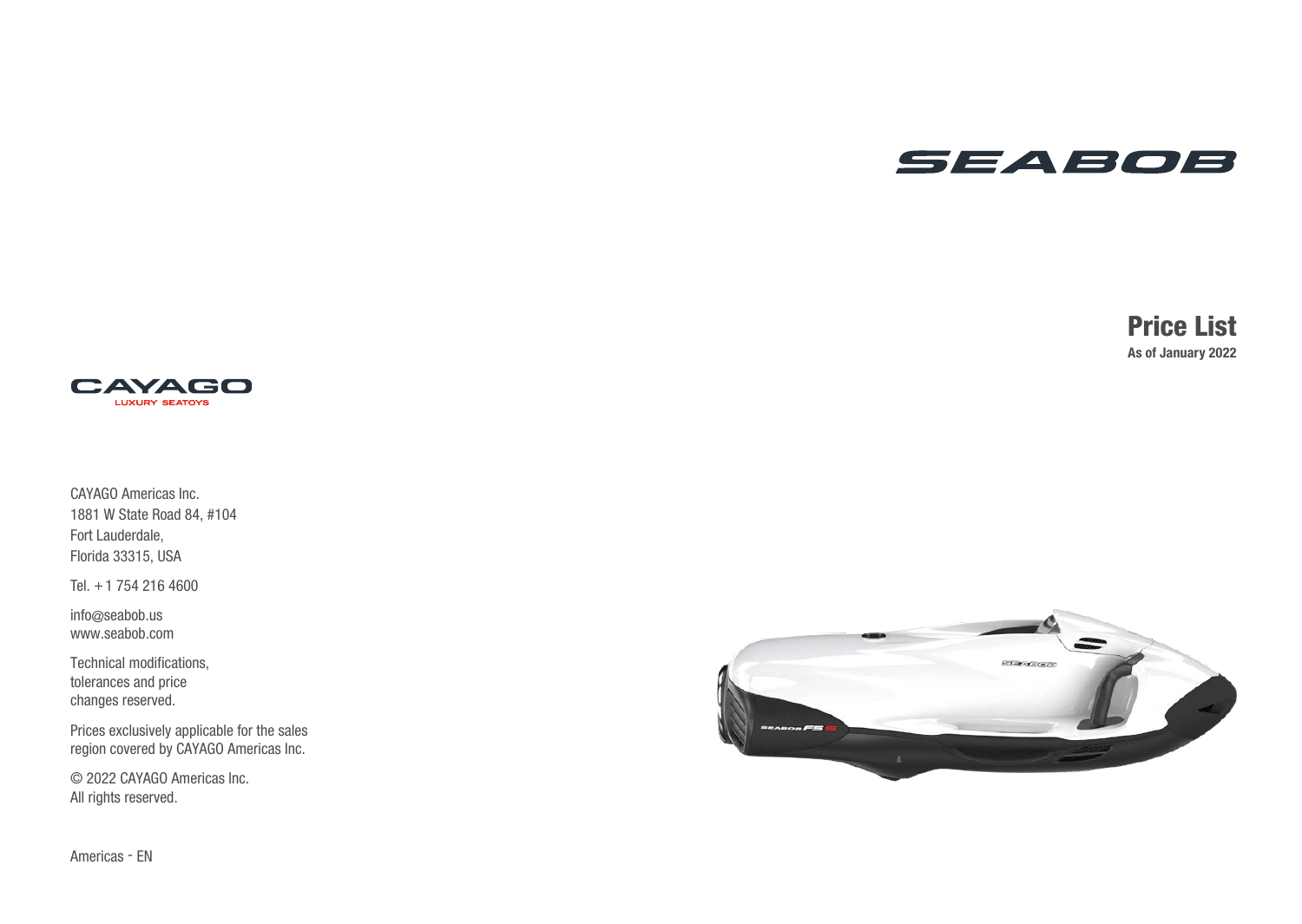# SEABOB

## Price List

**As of January 2022**

CAYAGO

LUXURY SEATOYS

CAYAGO Americas Inc.
1881 W State Road 84, #104
Fort Lauderdale,
Florida 33315, USA

Tel. +1 754 216 4600

info@seabob.us
www.seabob.com

Technical modifications,
tolerances and price
changes reserved.

Prices exclusively applicable for the sales
region covered by CAYAGO Americas Inc.

© 2022 CAYAGO Americas Inc.
All rights reserved.

Americas - EN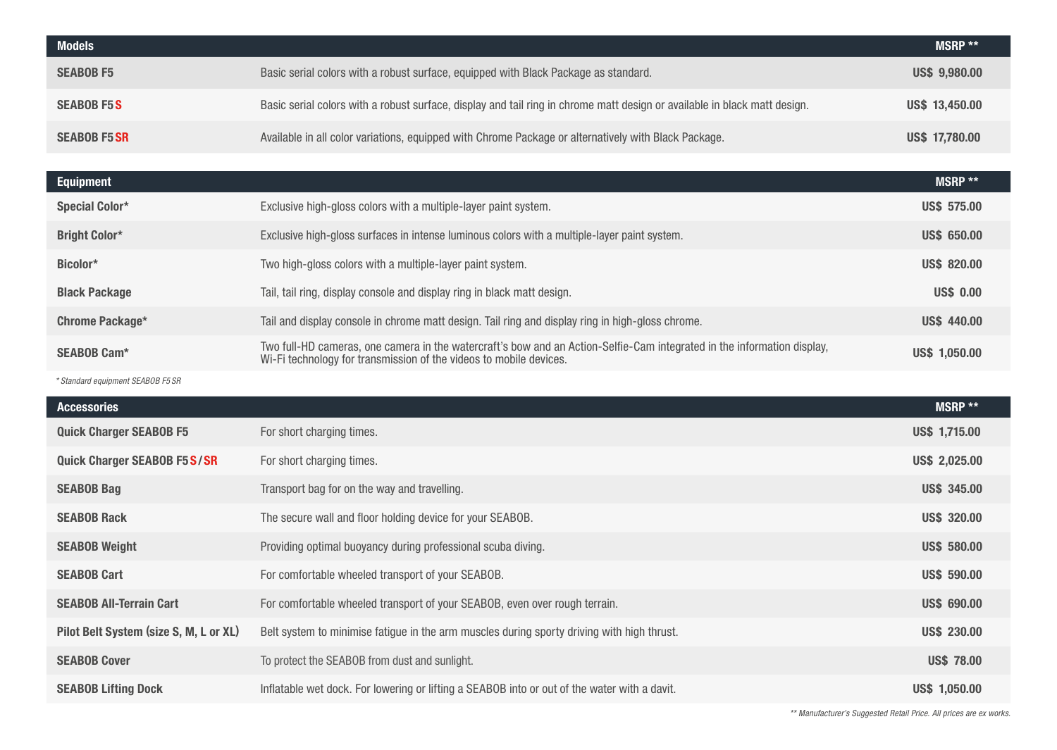| Models | | MSRP ** |
|---|---|---|
| **SEABOB F5** | Basic serial colors with a robust surface, equipped with Black Package as standard. | **US$ 9,980.00** |
| **SEABOB F5S** | Basic serial colors with a robust surface, display and tail ring in chrome matt design or available in black matt design. | **US$ 13,450.00** |
| **SEABOB F5SR** | Available in all color variations, equipped with Chrome Package or alternatively with Black Package. | **US$ 17,780.00** |

| Equipment | | MSRP ** |
|---|---|---|
| **Special Color*** | Exclusive high-gloss colors with a multiple-layer paint system. | **US$ 575.00** |
| **Bright Color*** | Exclusive high-gloss surfaces in intense luminous colors with a multiple-layer paint system. | **US$ 650.00** |
| **Bicolor*** | Two high-gloss colors with a multiple-layer paint system. | **US$ 820.00** |
| **Black Package** | Tail, tail ring, display console and display ring in black matt design. | **US$ 0.00** |
| **Chrome Package*** | Tail and display console in chrome matt design. Tail ring and display ring in high-gloss chrome. | **US$ 440.00** |
| **SEABOB Cam*** | Two full-HD cameras, one camera in the watercraft's bow and an Action-Selfie-Cam integrated in the information display, Wi-Fi technology for transmission of the videos to mobile devices. | **US$ 1,050.00** |

*\* Standard equipment SEABOB F5 SR*

| Accessories | | MSRP ** |
|---|---|---|
| **Quick Charger SEABOB F5** | For short charging times. | **US$ 1,715.00** |
| **Quick Charger SEABOB F5S/SR** | For short charging times. | **US$ 2,025.00** |
| **SEABOB Bag** | Transport bag for on the way and travelling. | **US$ 345.00** |
| **SEABOB Rack** | The secure wall and floor holding device for your SEABOB. | **US$ 320.00** |
| **SEABOB Weight** | Providing optimal buoyancy during professional scuba diving. | **US$ 580.00** |
| **SEABOB Cart** | For comfortable wheeled transport of your SEABOB. | **US$ 590.00** |
| **SEABOB All-Terrain Cart** | For comfortable wheeled transport of your SEABOB, even over rough terrain. | **US$ 690.00** |
| **Pilot Belt System (size S, M, L or XL)** | Belt system to minimise fatigue in the arm muscles during sporty driving with high thrust. | **US$ 230.00** |
| **SEABOB Cover** | To protect the SEABOB from dust and sunlight. | **US$ 78.00** |
| **SEABOB Lifting Dock** | Inflatable wet dock. For lowering or lifting a SEABOB into or out of the water with a davit. | **US$ 1,050.00** |

*\*\* Manufacturer's Suggested Retail Price. All prices are ex works.*